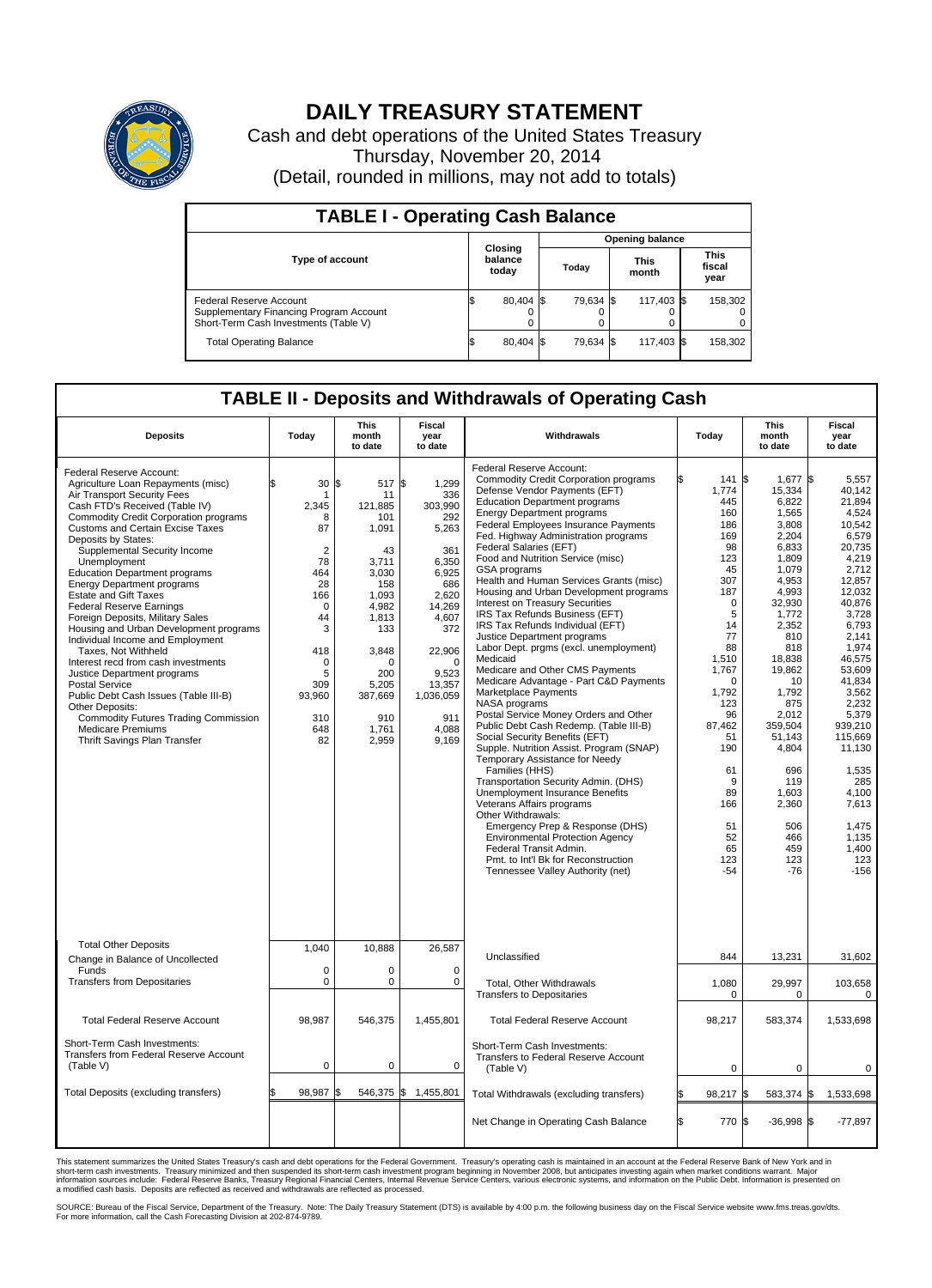# DAILY TREASURY STATEMENT

Cash and debt operations of the United States Treasury
Thursday, November 20, 2014
(Detail, rounded in millions, may not add to totals)

## TABLE I - Operating Cash Balance

| Type of account | Closing balance today | Opening balance Today | Opening balance This month | Opening balance This fiscal year |
|---|---|---|---|---|
| Federal Reserve Account | $ 80,404 | $ 79,634 | $ 117,403 | $ 158,302 |
| Supplementary Financing Program Account | 0 | 0 | 0 | 0 |
| Short-Term Cash Investments (Table V) | 0 | 0 | 0 | 0 |
| Total Operating Balance | $ 80,404 | $ 79,634 | $ 117,403 | $ 158,302 |

## TABLE II - Deposits and Withdrawals of Operating Cash

| Deposits | Today | This month to date | Fiscal year to date |
|---|---|---|---|
| Federal Reserve Account: | | | |
| Agriculture Loan Repayments (misc) | $ 30 | $ 517 | $ 1,299 |
| Air Transport Security Fees | 1 | 11 | 336 |
| Cash FTD's Received (Table IV) | 2,345 | 121,885 | 303,990 |
| Commodity Credit Corporation programs | 8 | 101 | 292 |
| Customs and Certain Excise Taxes | 87 | 1,091 | 5,263 |
| Deposits by States: | | | |
| Supplemental Security Income | 2 | 43 | 361 |
| Unemployment | 78 | 3,711 | 6,350 |
| Education Department programs | 464 | 3,030 | 6,925 |
| Energy Department programs | 28 | 158 | 686 |
| Estate and Gift Taxes | 166 | 1,093 | 2,620 |
| Federal Reserve Earnings | 0 | 4,982 | 14,269 |
| Foreign Deposits, Military Sales | 44 | 1,813 | 4,607 |
| Housing and Urban Development programs | 3 | 133 | 372 |
| Individual Income and Employment Taxes, Not Withheld | 418 | 3,848 | 22,906 |
| Interest recd from cash investments | 0 | 0 | 0 |
| Justice Department programs | 5 | 200 | 9,523 |
| Postal Service | 309 | 5,205 | 13,357 |
| Public Debt Cash Issues (Table III-B) | 93,960 | 387,669 | 1,036,059 |
| Other Deposits: | | | |
| Commodity Futures Trading Commission | 310 | 910 | 911 |
| Medicare Premiums | 648 | 1,761 | 4,088 |
| Thrift Savings Plan Transfer | 82 | 2,959 | 9,169 |
| Total Other Deposits | 1,040 | 10,888 | 26,587 |
| Change in Balance of Uncollected Funds | 0 | 0 | 0 |
| Transfers from Depositaries | 0 | 0 | 0 |
| Total Federal Reserve Account | 98,987 | 546,375 | 1,455,801 |
| Short-Term Cash Investments: Transfers from Federal Reserve Account (Table V) | 0 | 0 | 0 |
| Total Deposits (excluding transfers) | $ 98,987 | $ 546,375 | $ 1,455,801 |

| Withdrawals | Today | This month to date | Fiscal year to date |
|---|---|---|---|
| Federal Reserve Account: | | | |
| Commodity Credit Corporation programs | $ 141 | $ 1,677 | $ 5,557 |
| Defense Vendor Payments (EFT) | 1,774 | 15,334 | 40,142 |
| Education Department programs | 445 | 6,822 | 21,894 |
| Energy Department programs | 160 | 1,565 | 4,524 |
| Federal Employees Insurance Payments | 186 | 3,808 | 10,542 |
| Fed. Highway Administration programs | 169 | 2,204 | 6,579 |
| Federal Salaries (EFT) | 98 | 6,833 | 20,735 |
| Food and Nutrition Service (misc) | 123 | 1,809 | 4,219 |
| GSA programs | 45 | 1,079 | 2,712 |
| Health and Human Services Grants (misc) | 307 | 4,953 | 12,857 |
| Housing and Urban Development programs | 187 | 4,993 | 12,032 |
| Interest on Treasury Securities | 0 | 32,930 | 40,876 |
| IRS Tax Refunds Business (EFT) | 5 | 1,772 | 3,728 |
| IRS Tax Refunds Individual (EFT) | 14 | 2,352 | 6,793 |
| Justice Department programs | 77 | 810 | 2,141 |
| Labor Dept. prgms (excl. unemployment) | 88 | 818 | 1,974 |
| Medicaid | 1,510 | 18,838 | 46,575 |
| Medicare and Other CMS Payments | 1,767 | 19,862 | 53,609 |
| Medicare Advantage - Part C&D Payments | 0 | 10 | 41,834 |
| Marketplace Payments | 1,792 | 1,792 | 3,562 |
| NASA programs | 123 | 875 | 2,232 |
| Postal Service Money Orders and Other | 96 | 2,012 | 5,379 |
| Public Debt Cash Redemp. (Table III-B) | 87,462 | 359,504 | 939,210 |
| Social Security Benefits (EFT) | 51 | 51,143 | 115,669 |
| Supple. Nutrition Assist. Program (SNAP) | 190 | 4,804 | 11,130 |
| Temporary Assistance for Needy Families (HHS) | 61 | 696 | 1,535 |
| Transportation Security Admin. (DHS) | 9 | 119 | 285 |
| Unemployment Insurance Benefits | 89 | 1,603 | 4,100 |
| Veterans Affairs programs | 166 | 2,360 | 7,613 |
| Other Withdrawals: | | | |
| Emergency Prep & Response (DHS) | 51 | 506 | 1,475 |
| Environmental Protection Agency | 52 | 466 | 1,135 |
| Federal Transit Admin. | 65 | 459 | 1,400 |
| Pmt. to Int'l Bk for Reconstruction | 123 | 123 | 123 |
| Tennessee Valley Authority (net) | -54 | -76 | -156 |
| Unclassified | 844 | 13,231 | 31,602 |
| Total, Other Withdrawals | 1,080 | 29,997 | 103,658 |
| Transfers to Depositaries | 0 | 0 | 0 |
| Total Federal Reserve Account | 98,217 | 583,374 | 1,533,698 |
| Short-Term Cash Investments: Transfers to Federal Reserve Account (Table V) | 0 | 0 | 0 |
| Total Withdrawals (excluding transfers) | $ 98,217 | $ 583,374 | $ 1,533,698 |
| Net Change in Operating Cash Balance | $ 770 | $ -36,998 | $ -77,897 |

This statement summarizes the United States Treasury's cash and debt operations for the Federal Government. Treasury's operating cash is maintained in an account at the Federal Reserve Bank of New York and in short-term cash investments. Treasury minimized and then suspended its short-term cash investment program beginning in November 2008, but anticipates investing again when market conditions warrant. Major information sources include: Federal Reserve Banks, Treasury Regional Financial Centers, Internal Revenue Service Centers, various electronic systems, and information on the Public Debt. Information is presented on a modified cash basis. Deposits are reflected as received and withdrawals are reflected as processed.

SOURCE: Bureau of the Fiscal Service, Department of the Treasury. Note: The Daily Treasury Statement (DTS) is available by 4:00 p.m. the following business day on the Fiscal Service website www.fms.treas.gov/dts. For more information, call the Cash Forecasting Division at 202-874-9789.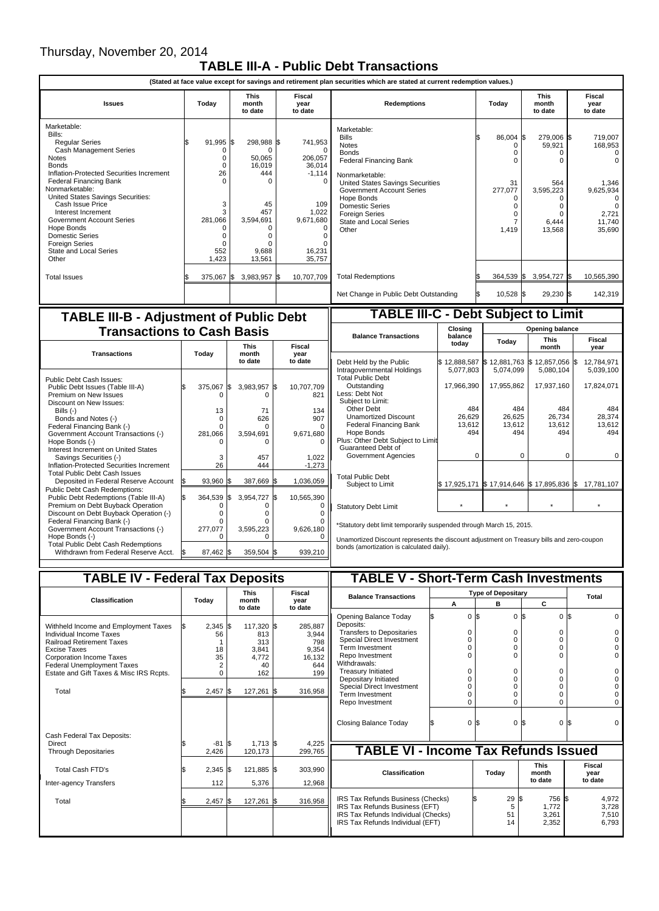Thursday, November 20, 2014

# TABLE III-A - Public Debt Transactions

(Stated at face value except for savings and retirement plan securities which are stated at current redemption values.)

| Issues | Today | This month to date | Fiscal year to date |
|---|---|---|---|
| Marketable: | | | |
| Bills: | | | |
| Regular Series | $ 91,995 | $ 298,988 | $ 741,953 |
| Cash Management Series | 0 | 0 | 0 |
| Notes | 0 | 50,065 | 206,057 |
| Bonds | 0 | 16,019 | 36,014 |
| Inflation-Protected Securities Increment | 26 | 444 | -1,114 |
| Federal Financing Bank | 0 | 0 | 0 |
| Nonmarketable: | | | |
| United States Savings Securities: | | | |
| Cash Issue Price | 3 | 45 | 109 |
| Interest Increment | 3 | 457 | 1,022 |
| Government Account Series | 281,066 | 3,594,691 | 9,671,680 |
| Hope Bonds | 0 | 0 | 0 |
| Domestic Series | 0 | 0 | 0 |
| Foreign Series | 0 | 0 | 0 |
| State and Local Series | 552 | 9,688 | 16,231 |
| Other | 1,423 | 13,561 | 35,757 |
| Total Issues | $ 375,067 | $ 3,983,957 | $ 10,707,709 |

| Redemptions | Today | This month to date | Fiscal year to date |
|---|---|---|---|
| Marketable: | | | |
| Bills | $ 86,004 | $ 279,006 | $ 719,007 |
| Notes | 0 | 59,921 | 168,953 |
| Bonds | 0 | 0 | 0 |
| Federal Financing Bank | 0 | 0 | 0 |
| Nonmarketable: | | | |
| United States Savings Securities | 31 | 564 | 1,346 |
| Government Account Series | 277,077 | 3,595,223 | 9,625,934 |
| Hope Bonds | 0 | 0 | 0 |
| Domestic Series | 0 | 0 | 0 |
| Foreign Series | 0 | 0 | 2,721 |
| State and Local Series | 7 | 6,444 | 11,740 |
| Other | 1,419 | 13,568 | 35,690 |
| Total Redemptions | $ 364,539 | $ 3,954,727 | $ 10,565,390 |
| Net Change in Public Debt Outstanding | $ 10,528 | $ 29,230 | $ 142,319 |

# TABLE III-B - Adjustment of Public Debt Transactions to Cash Basis

| Transactions | Today | This month to date | Fiscal year to date |
|---|---|---|---|
| Public Debt Cash Issues: | | | |
| Public Debt Issues (Table III-A) | $ 375,067 | $ 3,983,957 | $ 10,707,709 |
| Premium on New Issues | 0 | 0 | 821 |
| Discount on New Issues: | | | |
| Bills (-) | 13 | 71 | 134 |
| Bonds and Notes (-) | 0 | 626 | 907 |
| Federal Financing Bank (-) | 0 | 0 | 0 |
| Government Account Transactions (-) | 281,066 | 3,594,691 | 9,671,680 |
| Hope Bonds (-) | 0 | 0 | 0 |
| Interest Increment on United States Savings Securities (-) | 3 | 457 | 1,022 |
| Inflation-Protected Securities Increment | 26 | 444 | -1,273 |
| Total Public Debt Cash Issues Deposited in Federal Reserve Account | $ 93,960 | $ 387,669 | $ 1,036,059 |
| Public Debt Cash Redemptions: | | | |
| Public Debt Redemptions (Table III-A) | $ 364,539 | $ 3,954,727 | $ 10,565,390 |
| Premium on Debt Buyback Operation | 0 | 0 | 0 |
| Discount on Debt Buyback Operation (-) | 0 | 0 | 0 |
| Federal Financing Bank (-) | 0 | 0 | 0 |
| Government Account Transactions (-) | 277,077 | 3,595,223 | 9,626,180 |
| Hope Bonds (-) | 0 | 0 | 0 |
| Total Public Debt Cash Redemptions Withdrawn from Federal Reserve Acct. | $ 87,462 | $ 359,504 | $ 939,210 |

# TABLE III-C - Debt Subject to Limit

| Balance Transactions | Closing balance today | Opening balance Today | Opening balance This month | Opening balance Fiscal year |
|---|---|---|---|---|
| Debt Held by the Public | $ 12,888,587 | $ 12,881,763 | $ 12,857,056 | $ 12,784,971 |
| Intragovernmental Holdings | 5,077,803 | 5,074,099 | 5,080,104 | 5,039,100 |
| Total Public Debt Outstanding | 17,966,390 | 17,955,862 | 17,937,160 | 17,824,071 |
| Less: Debt Not Subject to Limit: | | | | |
| Other Debt | 484 | 484 | 484 | 484 |
| Unamortized Discount | 26,629 | 26,625 | 26,734 | 28,374 |
| Federal Financing Bank | 13,612 | 13,612 | 13,612 | 13,612 |
| Hope Bonds | 494 | 494 | 494 | 494 |
| Plus: Other Debt Subject to Limit | | | | |
| Guaranteed Debt of Government Agencies | 0 | 0 | 0 | 0 |
| Total Public Debt Subject to Limit | $ 17,925,171 | $ 17,914,646 | $ 17,895,836 | $ 17,781,107 |
| Statutory Debt Limit | * | * | * | * |

*Statutory debt limit temporarily suspended through March 15, 2015.

Unamortized Discount represents the discount adjustment on Treasury bills and zero-coupon bonds (amortization is calculated daily).

# TABLE IV - Federal Tax Deposits

| Classification | Today | This month to date | Fiscal year to date |
|---|---|---|---|
| Withheld Income and Employment Taxes | $ 2,345 | $ 117,320 | $ 285,887 |
| Individual Income Taxes | 56 | 813 | 3,944 |
| Railroad Retirement Taxes | 1 | 313 | 798 |
| Excise Taxes | 18 | 3,841 | 9,354 |
| Corporation Income Taxes | 35 | 4,772 | 16,132 |
| Federal Unemployment Taxes | 2 | 40 | 644 |
| Estate and Gift Taxes & Misc IRS Rcpts. | 0 | 162 | 199 |
| Total | $ 2,457 | $ 127,261 | $ 316,958 |
| Cash Federal Tax Deposits: | | | |
| Direct | $ -81 | $ 1,713 | $ 4,225 |
| Through Depositaries | 2,426 | 120,173 | 299,765 |
| Total Cash FTD's | $ 2,345 | $ 121,885 | $ 303,990 |
| Inter-agency Transfers | 112 | 5,376 | 12,968 |
| Total | $ 2,457 | $ 127,261 | $ 316,958 |

# TABLE V - Short-Term Cash Investments

| Balance Transactions | Type of Depositary A | Type of Depositary B | Type of Depositary C | Total |
|---|---|---|---|---|
| Opening Balance Today | $ 0 | $ 0 | $ 0 | $ 0 |
| Deposits: | | | | |
| Transfers to Depositaries | 0 | 0 | 0 | 0 |
| Special Direct Investment | 0 | 0 | 0 | 0 |
| Term Investment | 0 | 0 | 0 | 0 |
| Repo Investment | 0 | 0 | 0 | 0 |
| Withdrawals: | | | | |
| Treasury Initiated | 0 | 0 | 0 | 0 |
| Depositary Initiated | 0 | 0 | 0 | 0 |
| Special Direct Investment | 0 | 0 | 0 | 0 |
| Term Investment | 0 | 0 | 0 | 0 |
| Repo Investment | 0 | 0 | 0 | 0 |
| Closing Balance Today | $ 0 | $ 0 | $ 0 | $ 0 |

# TABLE VI - Income Tax Refunds Issued

| Classification | Today | This month to date | Fiscal year to date |
|---|---|---|---|
| IRS Tax Refunds Business (Checks) | $ 29 | $ 756 | $ 4,972 |
| IRS Tax Refunds Business (EFT) | 5 | 1,772 | 3,728 |
| IRS Tax Refunds Individual (Checks) | 51 | 3,261 | 7,510 |
| IRS Tax Refunds Individual (EFT) | 14 | 2,352 | 6,793 |